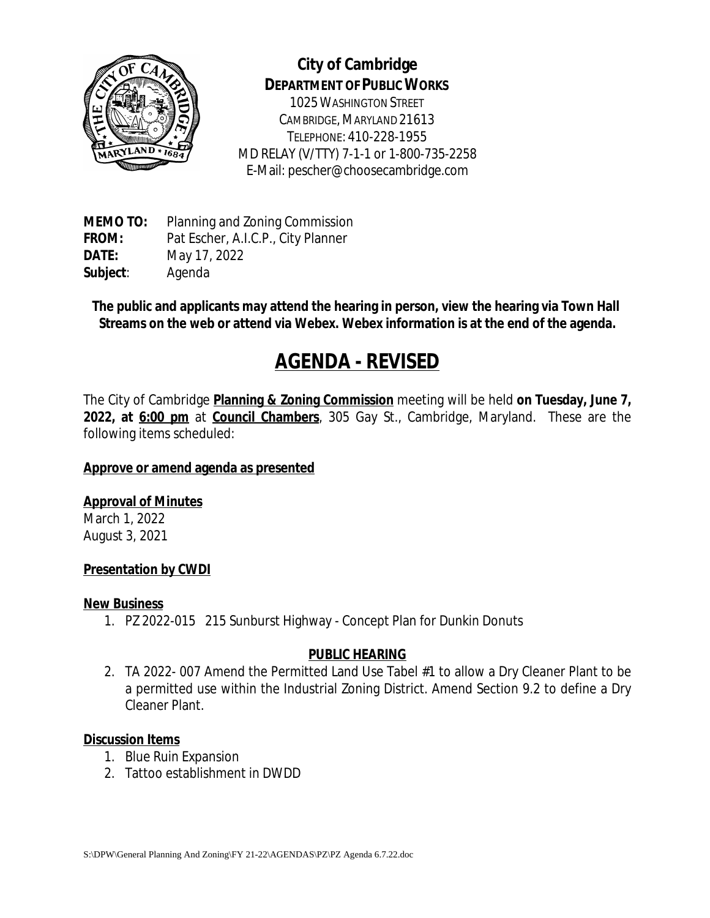**City of Cambridge**
**DEPARTMENT OF PUBLIC WORKS**
1025 WASHINGTON STREET
CAMBRIDGE, MARYLAND 21613
TELEPHONE: 410-228-1955
MD RELAY (V/TTY) 7-1-1 or 1-800-735-2258
E-Mail: pescher@choosecambridge.com

**MEMO TO:** Planning and Zoning Commission
**FROM:** Pat Escher, A.I.C.P., City Planner
**DATE:** May 17, 2022
**Subject**: Agenda

**The public and applicants may attend the hearing in person, view the hearing via Town Hall Streams on the web or attend via Webex. Webex information is at the end of the agenda.**

# AGENDA - REVISED

The City of Cambridge **Planning & Zoning Commission** meeting will be held **on Tuesday, June 7, 2022, at 6:00 pm** at **Council Chambers**, 305 Gay St., Cambridge, Maryland. These are the following items scheduled:

**Approve or amend agenda as presented**

**Approval of Minutes**
March 1, 2022
August 3, 2021

**Presentation by CWDI**

**New Business**

1. PZ 2022-015 215 Sunburst Highway - Concept Plan for Dunkin Donuts

**PUBLIC HEARING**

2. TA 2022- 007 Amend the Permitted Land Use Tabel #1 to allow a Dry Cleaner Plant to be a permitted use within the Industrial Zoning District. Amend Section 9.2 to define a Dry Cleaner Plant.

**Discussion Items**

1. Blue Ruin Expansion
2. Tattoo establishment in DWDD

S:\DPW\General Planning And Zoning\FY 21-22\AGENDAS\PZ\PZ Agenda 6.7.22.doc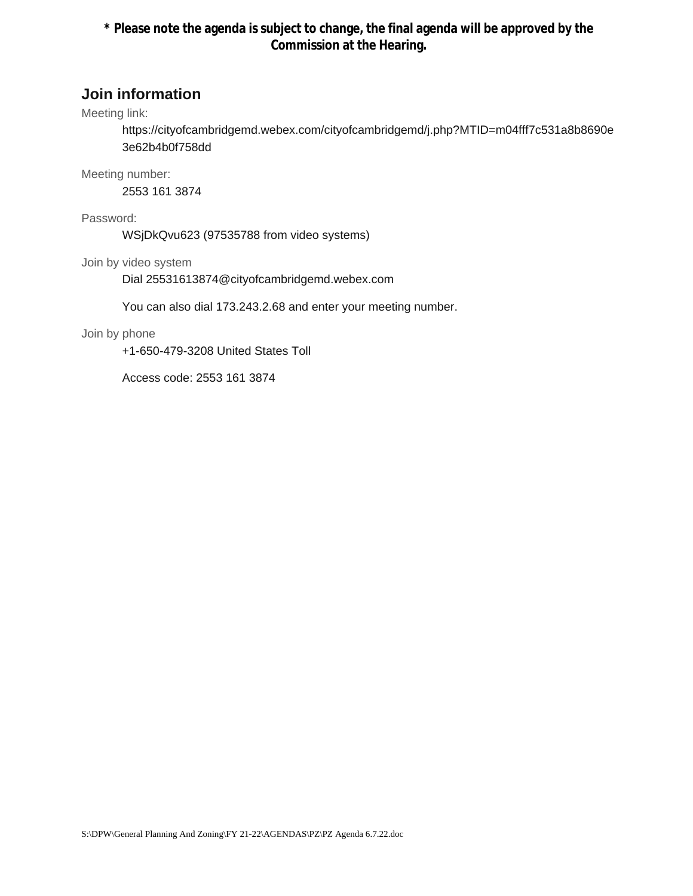**\* Please note the agenda is subject to change, the final agenda will be approved by the Commission at the Hearing.**

## Join information

Meeting link:

https://cityofcambridgemd.webex.com/cityofcambridgemd/j.php?MTID=m04fff7c531a8b8690e3e62b4b0f758dd

Meeting number:

2553 161 3874

Password:

WSjDkQvu623 (97535788 from video systems)

Join by video system

Dial 25531613874@cityofcambridgemd.webex.com

You can also dial 173.243.2.68 and enter your meeting number.

Join by phone

+1-650-479-3208 United States Toll

Access code: 2553 161 3874

S:\DPW\General Planning And Zoning\FY 21-22\AGENDAS\PZ\PZ Agenda 6.7.22.doc